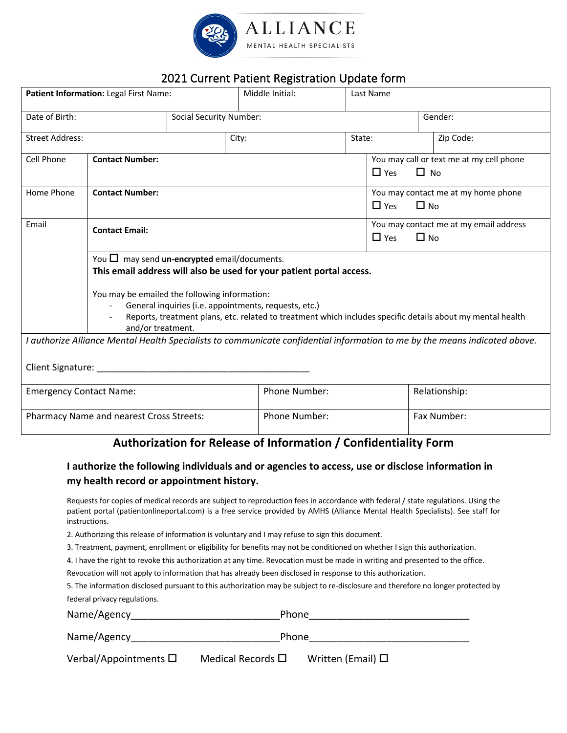**ALLIANCE**
MENTAL HEALTH SPECIALISTS

# 2021 Current Patient Registration Update form

| **Patient Information:** Legal First Name: | Middle Initial: | Last Name |
|---|---|---|

| Date of Birth: | Social Security Number: | Gender: |
|---|---|---|

| Street Address: | City: | State: | Zip Code: |
|---|---|---|---|

| Cell Phone | **Contact Number:** | You may call or text me at my cell phone ☐ Yes ☐ No |
|---|---|---|
| Home Phone | **Contact Number:** | You may contact me at my home phone ☐ Yes ☐ No |
| Email | **Contact Email:** | You may contact me at my email address ☐ Yes ☐ No |

You ☐ may send **un-encrypted** email/documents.
**This email address will also be used for your patient portal access.**

You may be emailed the following information:

- General inquiries (i.e. appointments, requests, etc.)
- Reports, treatment plans, etc. related to treatment which includes specific details about my mental health and/or treatment.

*I authorize Alliance Mental Health Specialists to communicate confidential information to me by the means indicated above.*

Client Signature: ___________________________________________

| Emergency Contact Name: | Phone Number: | Relationship: |
|---|---|---|
| Pharmacy Name and nearest Cross Streets: | Phone Number: | Fax Number: |

## Authorization for Release of Information / Confidentiality Form

### I authorize the following individuals and or agencies to access, use or disclose information in my health record or appointment history.

Requests for copies of medical records are subject to reproduction fees in accordance with federal / state regulations. Using the patient portal (patientonlineportal.com) is a free service provided by AMHS (Alliance Mental Health Specialists). See staff for instructions.

2. Authorizing this release of information is voluntary and I may refuse to sign this document.

3. Treatment, payment, enrollment or eligibility for benefits may not be conditioned on whether I sign this authorization.

4. I have the right to revoke this authorization at any time. Revocation must be made in writing and presented to the office. Revocation will not apply to information that has already been disclosed in response to this authorization.

5. The information disclosed pursuant to this authorization may be subject to re-disclosure and therefore no longer protected by federal privacy regulations.

Name/Agency__________________________Phone_____________________________

Name/Agency__________________________Phone_____________________________

Verbal/Appointments ☐ Medical Records ☐ Written (Email) ☐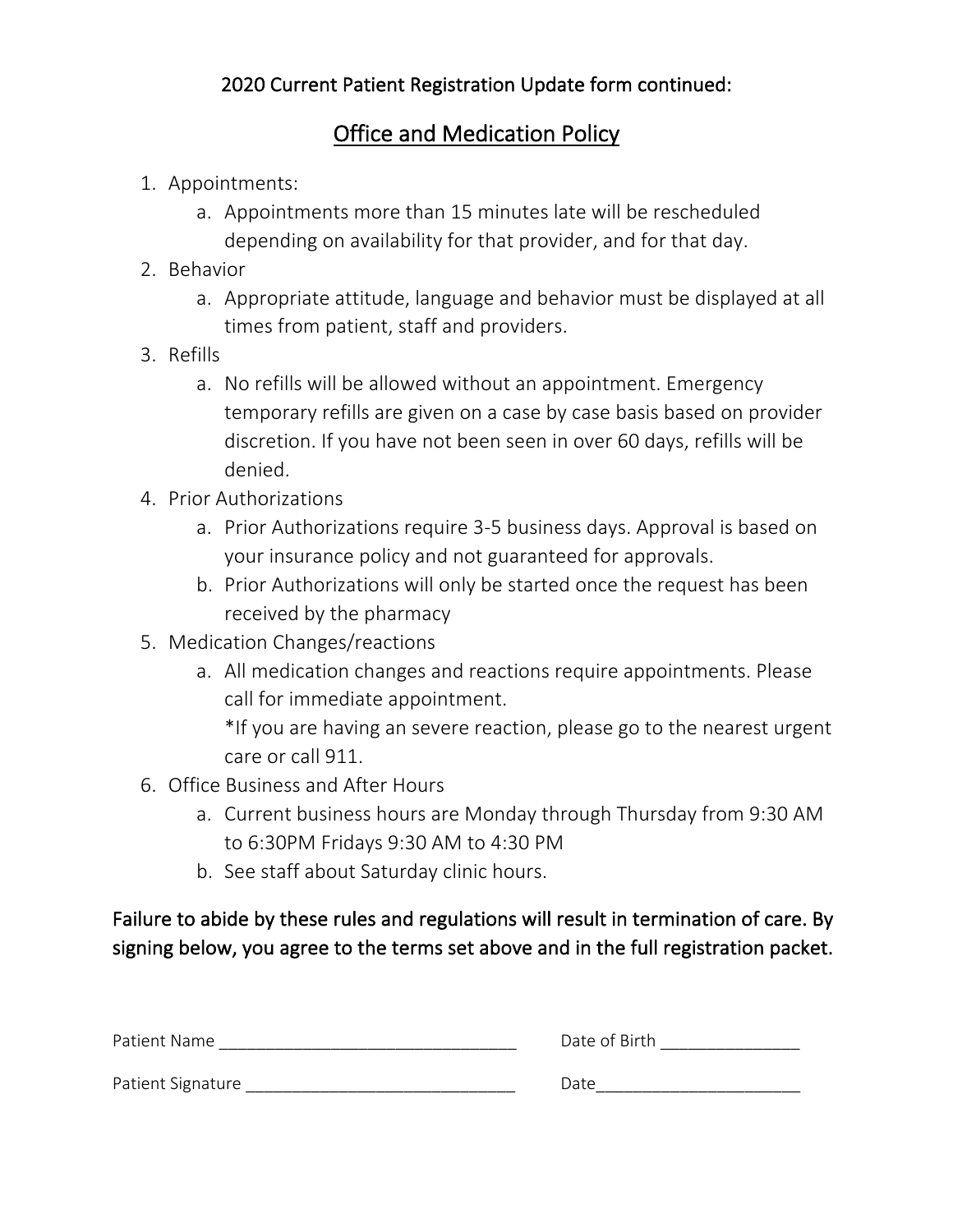2020 Current Patient Registration Update form continued:

# Office and Medication Policy

1. Appointments:
   a. Appointments more than 15 minutes late will be rescheduled depending on availability for that provider, and for that day.
2. Behavior
   a. Appropriate attitude, language and behavior must be displayed at all times from patient, staff and providers.
3. Refills
   a. No refills will be allowed without an appointment. Emergency temporary refills are given on a case by case basis based on provider discretion. If you have not been seen in over 60 days, refills will be denied.
4. Prior Authorizations
   a. Prior Authorizations require 3-5 business days. Approval is based on your insurance policy and not guaranteed for approvals.
   b. Prior Authorizations will only be started once the request has been received by the pharmacy
5. Medication Changes/reactions
   a. All medication changes and reactions require appointments. Please call for immediate appointment.
   *If you are having an severe reaction, please go to the nearest urgent care or call 911.
6. Office Business and After Hours
   a. Current business hours are Monday through Thursday from 9:30 AM to 6:30PM Fridays 9:30 AM to 4:30 PM
   b. See staff about Saturday clinic hours.

Failure to abide by these rules and regulations will result in termination of care. By signing below, you agree to the terms set above and in the full registration packet.

Patient Name _______________________________ Date of Birth ______________

Patient Signature ____________________________ Date_____________________